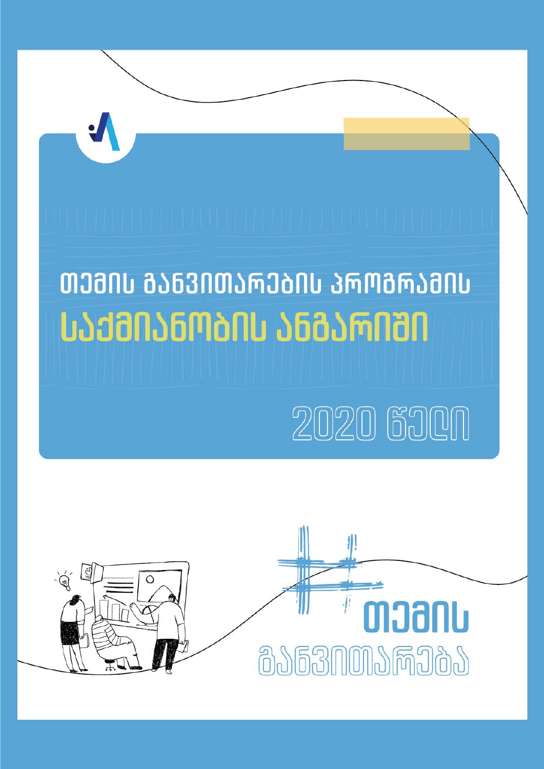# თემის განვითარების პროგრამის საქმიანობის ანგარიში

## 2020 წელი

#თემის განვითარება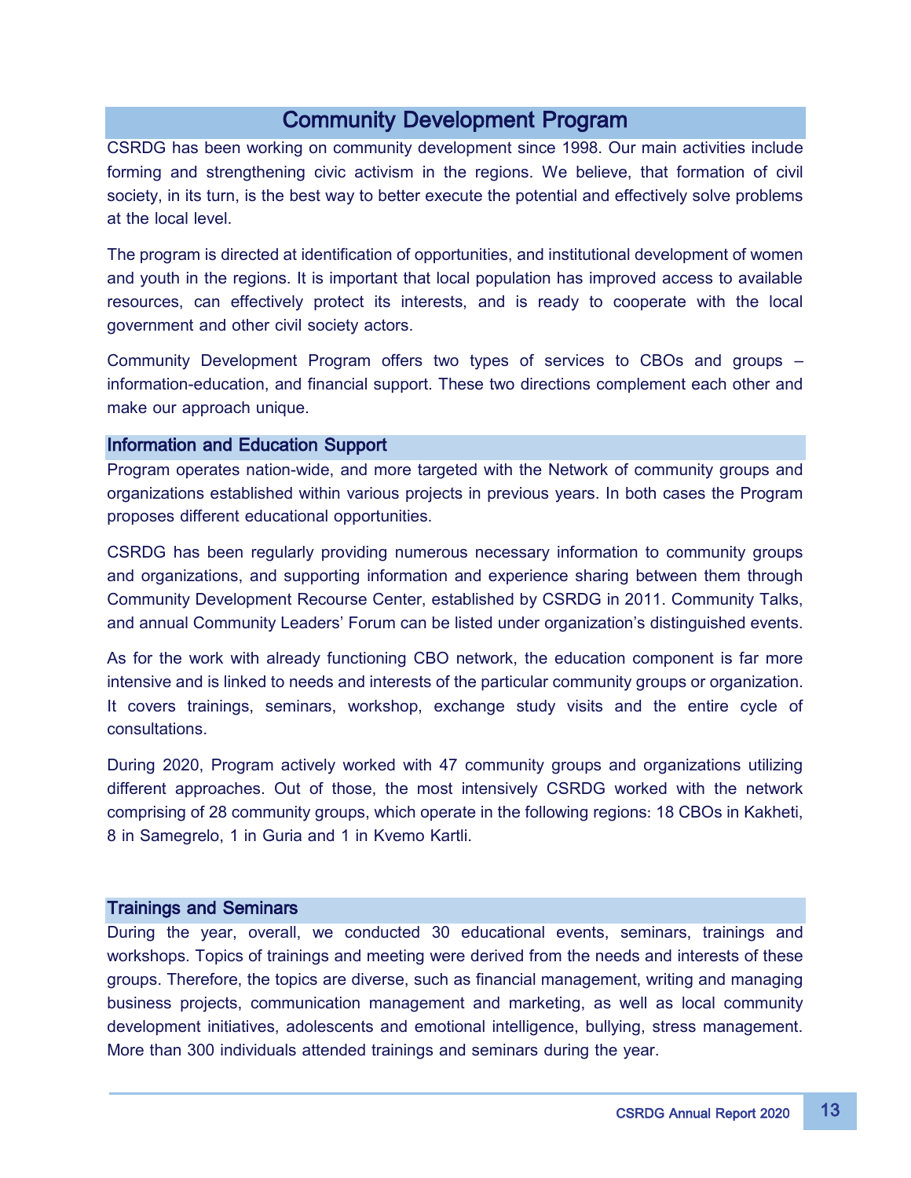# Community Development Program

CSRDG has been working on community development since 1998. Our main activities include forming and strengthening civic activism in the regions. We believe, that formation of civil society, in its turn, is the best way to better execute the potential and effectively solve problems at the local level.

The program is directed at identification of opportunities, and institutional development of women and youth in the regions. It is important that local population has improved access to available resources, can effectively protect its interests, and is ready to cooperate with the local government and other civil society actors.

Community Development Program offers two types of services to CBOs and groups – information-education, and financial support. These two directions complement each other and make our approach unique.

## Information and Education Support

Program operates nation-wide, and more targeted with the Network of community groups and organizations established within various projects in previous years. In both cases the Program proposes different educational opportunities.

CSRDG has been regularly providing numerous necessary information to community groups and organizations, and supporting information and experience sharing between them through Community Development Recourse Center, established by CSRDG in 2011. Community Talks, and annual Community Leaders' Forum can be listed under organization's distinguished events.

As for the work with already functioning CBO network, the education component is far more intensive and is linked to needs and interests of the particular community groups or organization. It covers trainings, seminars, workshop, exchange study visits and the entire cycle of consultations.

During 2020, Program actively worked with 47 community groups and organizations utilizing different approaches. Out of those, the most intensively CSRDG worked with the network comprising of 28 community groups, which operate in the following regions: 18 CBOs in Kakheti, 8 in Samegrelo, 1 in Guria and 1 in Kvemo Kartli.

## Trainings and Seminars

During the year, overall, we conducted 30 educational events, seminars, trainings and workshops. Topics of trainings and meeting were derived from the needs and interests of these groups. Therefore, the topics are diverse, such as financial management, writing and managing business projects, communication management and marketing, as well as local community development initiatives, adolescents and emotional intelligence, bullying, stress management. More than 300 individuals attended trainings and seminars during the year.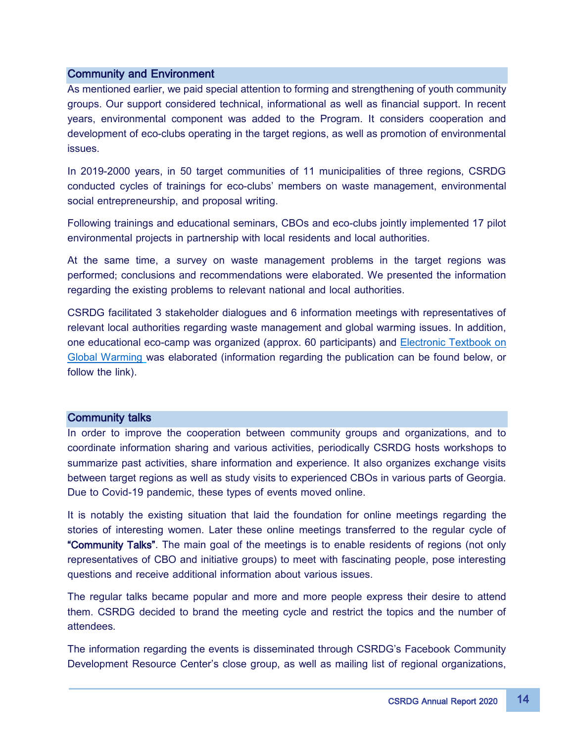## Community and Environment

As mentioned earlier, we paid special attention to forming and strengthening of youth community groups. Our support considered technical, informational as well as financial support. In recent years, environmental component was added to the Program. It considers cooperation and development of eco-clubs operating in the target regions, as well as promotion of environmental issues.

In 2019-2000 years, in 50 target communities of 11 municipalities of three regions, CSRDG conducted cycles of trainings for eco-clubs' members on waste management, environmental social entrepreneurship, and proposal writing.

Following trainings and educational seminars, CBOs and eco-clubs jointly implemented 17 pilot environmental projects in partnership with local residents and local authorities.

At the same time, a survey on waste management problems in the target regions was performed; conclusions and recommendations were elaborated. We presented the information regarding the existing problems to relevant national and local authorities.

CSRDG facilitated 3 stakeholder dialogues and 6 information meetings with representatives of relevant local authorities regarding waste management and global warming issues. In addition, one educational eco-camp was organized (approx. 60 participants) and Electronic Textbook on Global Warming was elaborated (information regarding the publication can be found below, or follow the link).

## Community talks

In order to improve the cooperation between community groups and organizations, and to coordinate information sharing and various activities, periodically CSRDG hosts workshops to summarize past activities, share information and experience. It also organizes exchange visits between target regions as well as study visits to experienced CBOs in various parts of Georgia. Due to Covid-19 pandemic, these types of events moved online.

It is notably the existing situation that laid the foundation for online meetings regarding the stories of interesting women. Later these online meetings transferred to the regular cycle of **"Community Talks"**. The main goal of the meetings is to enable residents of regions (not only representatives of CBO and initiative groups) to meet with fascinating people, pose interesting questions and receive additional information about various issues.

The regular talks became popular and more and more people express their desire to attend them. CSRDG decided to brand the meeting cycle and restrict the topics and the number of attendees.

The information regarding the events is disseminated through CSRDG's Facebook Community Development Resource Center's close group, as well as mailing list of regional organizations,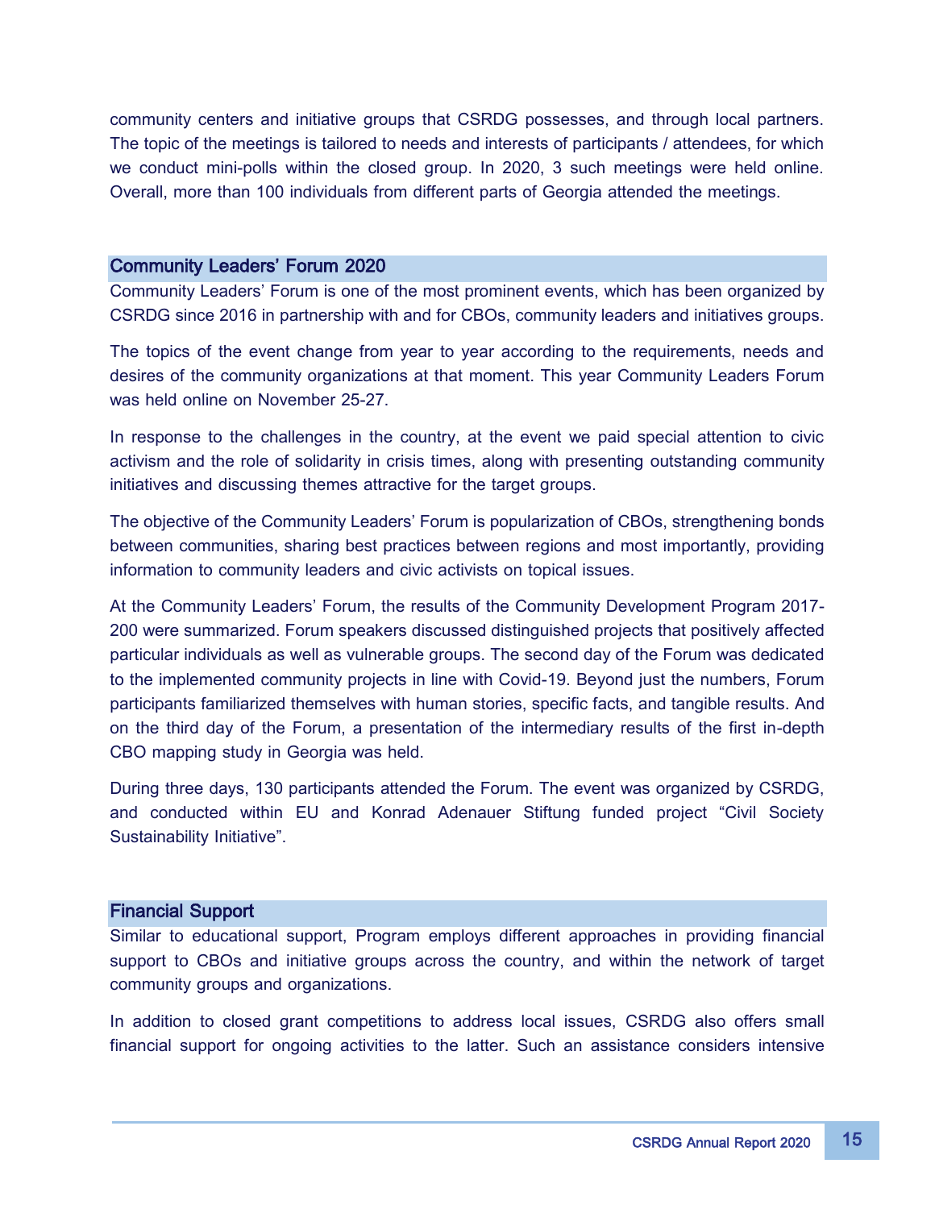community centers and initiative groups that CSRDG possesses, and through local partners. The topic of the meetings is tailored to needs and interests of participants / attendees, for which we conduct mini-polls within the closed group. In 2020, 3 such meetings were held online. Overall, more than 100 individuals from different parts of Georgia attended the meetings.

## Community Leaders' Forum 2020

Community Leaders' Forum is one of the most prominent events, which has been organized by CSRDG since 2016 in partnership with and for CBOs, community leaders and initiatives groups.

The topics of the event change from year to year according to the requirements, needs and desires of the community organizations at that moment. This year Community Leaders Forum was held online on November 25-27.

In response to the challenges in the country, at the event we paid special attention to civic activism and the role of solidarity in crisis times, along with presenting outstanding community initiatives and discussing themes attractive for the target groups.

The objective of the Community Leaders' Forum is popularization of CBOs, strengthening bonds between communities, sharing best practices between regions and most importantly, providing information to community leaders and civic activists on topical issues.

At the Community Leaders' Forum, the results of the Community Development Program 2017-200 were summarized. Forum speakers discussed distinguished projects that positively affected particular individuals as well as vulnerable groups. The second day of the Forum was dedicated to the implemented community projects in line with Covid-19. Beyond just the numbers, Forum participants familiarized themselves with human stories, specific facts, and tangible results. And on the third day of the Forum, a presentation of the intermediary results of the first in-depth CBO mapping study in Georgia was held.

During three days, 130 participants attended the Forum. The event was organized by CSRDG, and conducted within EU and Konrad Adenauer Stiftung funded project "Civil Society Sustainability Initiative".

## Financial Support

Similar to educational support, Program employs different approaches in providing financial support to CBOs and initiative groups across the country, and within the network of target community groups and organizations.

In addition to closed grant competitions to address local issues, CSRDG also offers small financial support for ongoing activities to the latter. Such an assistance considers intensive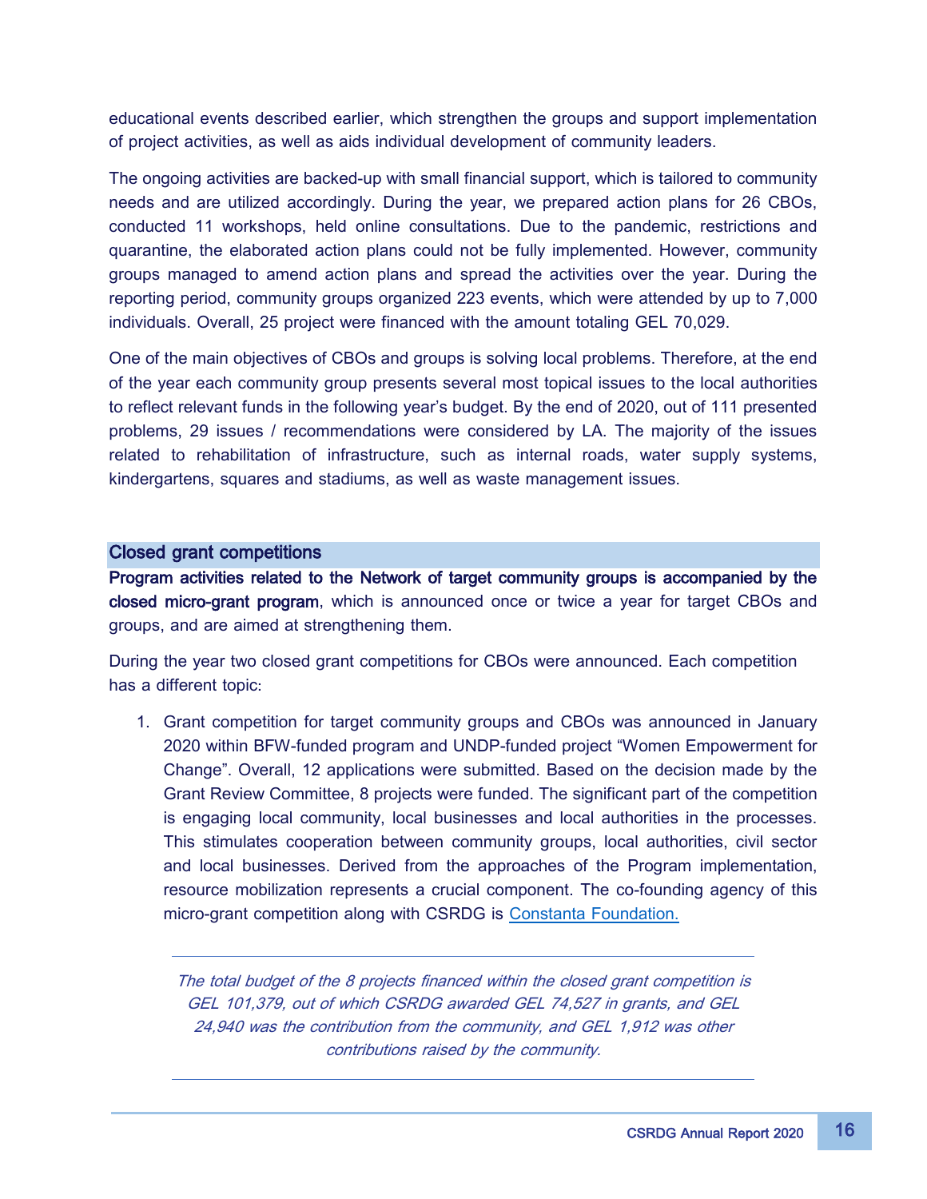educational events described earlier, which strengthen the groups and support implementation of project activities, as well as aids individual development of community leaders.

The ongoing activities are backed-up with small financial support, which is tailored to community needs and are utilized accordingly. During the year, we prepared action plans for 26 CBOs, conducted 11 workshops, held online consultations. Due to the pandemic, restrictions and quarantine, the elaborated action plans could not be fully implemented. However, community groups managed to amend action plans and spread the activities over the year. During the reporting period, community groups organized 223 events, which were attended by up to 7,000 individuals. Overall, 25 project were financed with the amount totaling GEL 70,029.

One of the main objectives of CBOs and groups is solving local problems. Therefore, at the end of the year each community group presents several most topical issues to the local authorities to reflect relevant funds in the following year's budget. By the end of 2020, out of 111 presented problems, 29 issues / recommendations were considered by LA. The majority of the issues related to rehabilitation of infrastructure, such as internal roads, water supply systems, kindergartens, squares and stadiums, as well as waste management issues.

## Closed grant competitions

**Program activities related to the Network of target community groups is accompanied by the closed micro-grant program**, which is announced once or twice a year for target CBOs and groups, and are aimed at strengthening them.

During the year two closed grant competitions for CBOs were announced. Each competition has a different topic:

1. Grant competition for target community groups and CBOs was announced in January 2020 within BFW-funded program and UNDP-funded project "Women Empowerment for Change". Overall, 12 applications were submitted. Based on the decision made by the Grant Review Committee, 8 projects were funded. The significant part of the competition is engaging local community, local businesses and local authorities in the processes. This stimulates cooperation between community groups, local authorities, civil sector and local businesses. Derived from the approaches of the Program implementation, resource mobilization represents a crucial component. The co-founding agency of this micro-grant competition along with CSRDG is Constanta Foundation.

*The total budget of the 8 projects financed within the closed grant competition is GEL 101,379, out of which CSRDG awarded GEL 74,527 in grants, and GEL 24,940 was the contribution from the community, and GEL 1,912 was other contributions raised by the community.*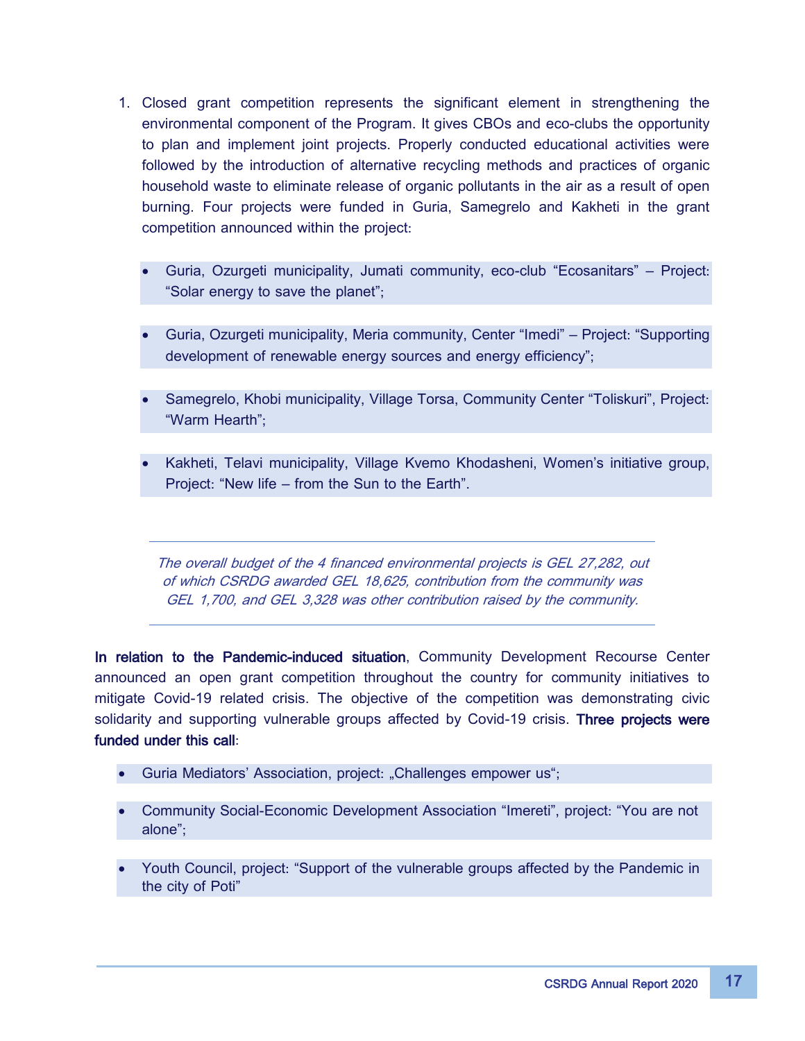1. Closed grant competition represents the significant element in strengthening the environmental component of the Program. It gives CBOs and eco-clubs the opportunity to plan and implement joint projects. Properly conducted educational activities were followed by the introduction of alternative recycling methods and practices of organic household waste to eliminate release of organic pollutants in the air as a result of open burning. Four projects were funded in Guria, Samegrelo and Kakheti in the grant competition announced within the project:

   - Guria, Ozurgeti municipality, Jumati community, eco-club “Ecosanitars” – Project: “Solar energy to save the planet”;
   - Guria, Ozurgeti municipality, Meria community, Center “Imedi” – Project: “Supporting development of renewable energy sources and energy efficiency”;
   - Samegrelo, Khobi municipality, Village Torsa, Community Center “Toliskuri”, Project: “Warm Hearth”;
   - Kakheti, Telavi municipality, Village Kvemo Khodasheni, Women’s initiative group, Project: “New life – from the Sun to the Earth”.

*The overall budget of the 4 financed environmental projects is GEL 27,282, out of which CSRDG awarded GEL 18,625, contribution from the community was GEL 1,700, and GEL 3,328 was other contribution raised by the community.*

**In relation to the Pandemic-induced situation**, Community Development Recourse Center announced an open grant competition throughout the country for community initiatives to mitigate Covid-19 related crisis. The objective of the competition was demonstrating civic solidarity and supporting vulnerable groups affected by Covid-19 crisis. **Three projects were funded under this call**:

- Guria Mediators’ Association, project: „Challenges empower us“;
- Community Social-Economic Development Association “Imereti”, project: “You are not alone”;
- Youth Council, project: “Support of the vulnerable groups affected by the Pandemic in the city of Poti”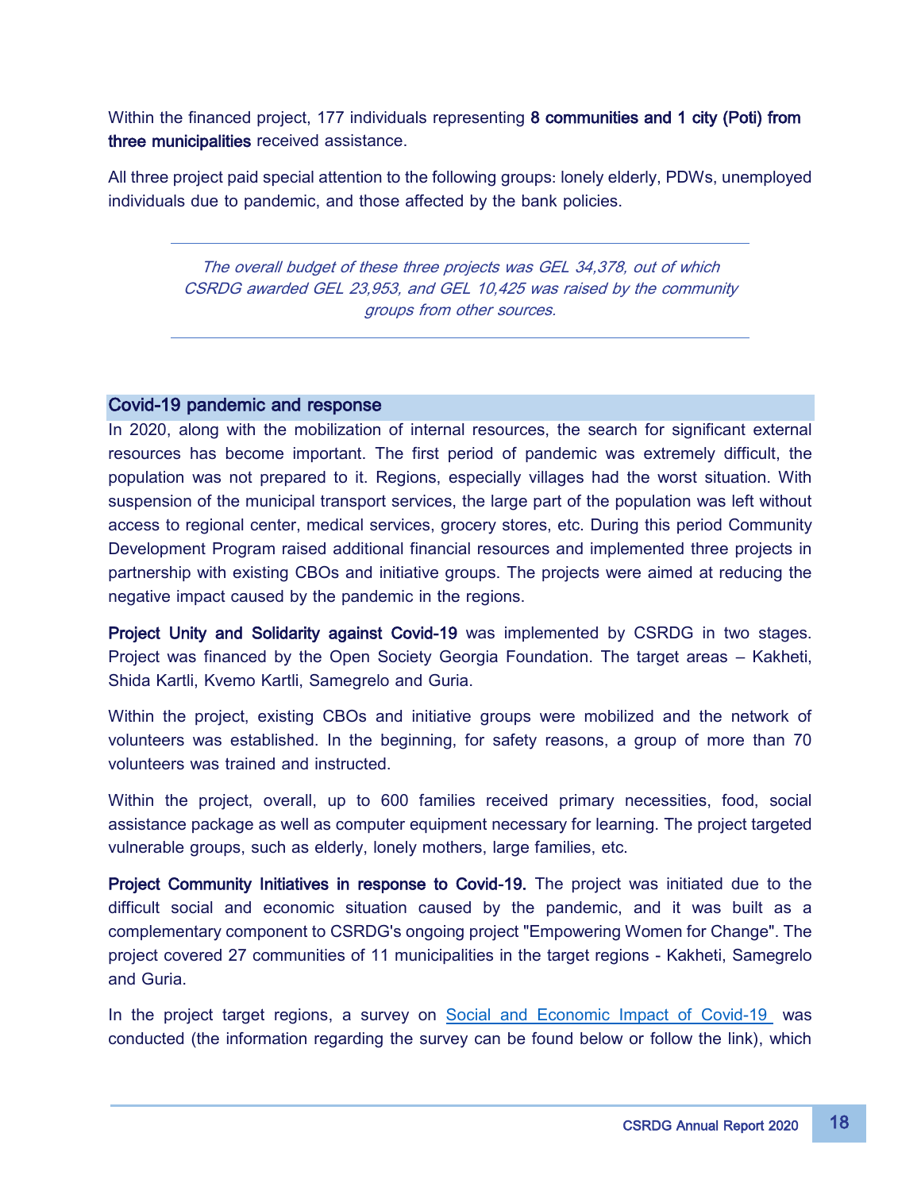Within the financed project, 177 individuals representing **8 communities and 1 city (Poti) from three municipalities** received assistance.

All three project paid special attention to the following groups: lonely elderly, PDWs, unemployed individuals due to pandemic, and those affected by the bank policies.

---

*The overall budget of these three projects was GEL 34,378, out of which CSRDG awarded GEL 23,953, and GEL 10,425 was raised by the community groups from other sources.*

---

## Covid-19 pandemic and response

In 2020, along with the mobilization of internal resources, the search for significant external resources has become important. The first period of pandemic was extremely difficult, the population was not prepared to it. Regions, especially villages had the worst situation. With suspension of the municipal transport services, the large part of the population was left without access to regional center, medical services, grocery stores, etc. During this period Community Development Program raised additional financial resources and implemented three projects in partnership with existing CBOs and initiative groups. The projects were aimed at reducing the negative impact caused by the pandemic in the regions.

**Project Unity and Solidarity against Covid-19** was implemented by CSRDG in two stages. Project was financed by the Open Society Georgia Foundation. The target areas – Kakheti, Shida Kartli, Kvemo Kartli, Samegrelo and Guria.

Within the project, existing CBOs and initiative groups were mobilized and the network of volunteers was established. In the beginning, for safety reasons, a group of more than 70 volunteers was trained and instructed.

Within the project, overall, up to 600 families received primary necessities, food, social assistance package as well as computer equipment necessary for learning. The project targeted vulnerable groups, such as elderly, lonely mothers, large families, etc.

**Project Community Initiatives in response to Covid-19.** The project was initiated due to the difficult social and economic situation caused by the pandemic, and it was built as a complementary component to CSRDG's ongoing project "Empowering Women for Change". The project covered 27 communities of 11 municipalities in the target regions - Kakheti, Samegrelo and Guria.

In the project target regions, a survey on Social and Economic Impact of Covid-19 was conducted (the information regarding the survey can be found below or follow the link), which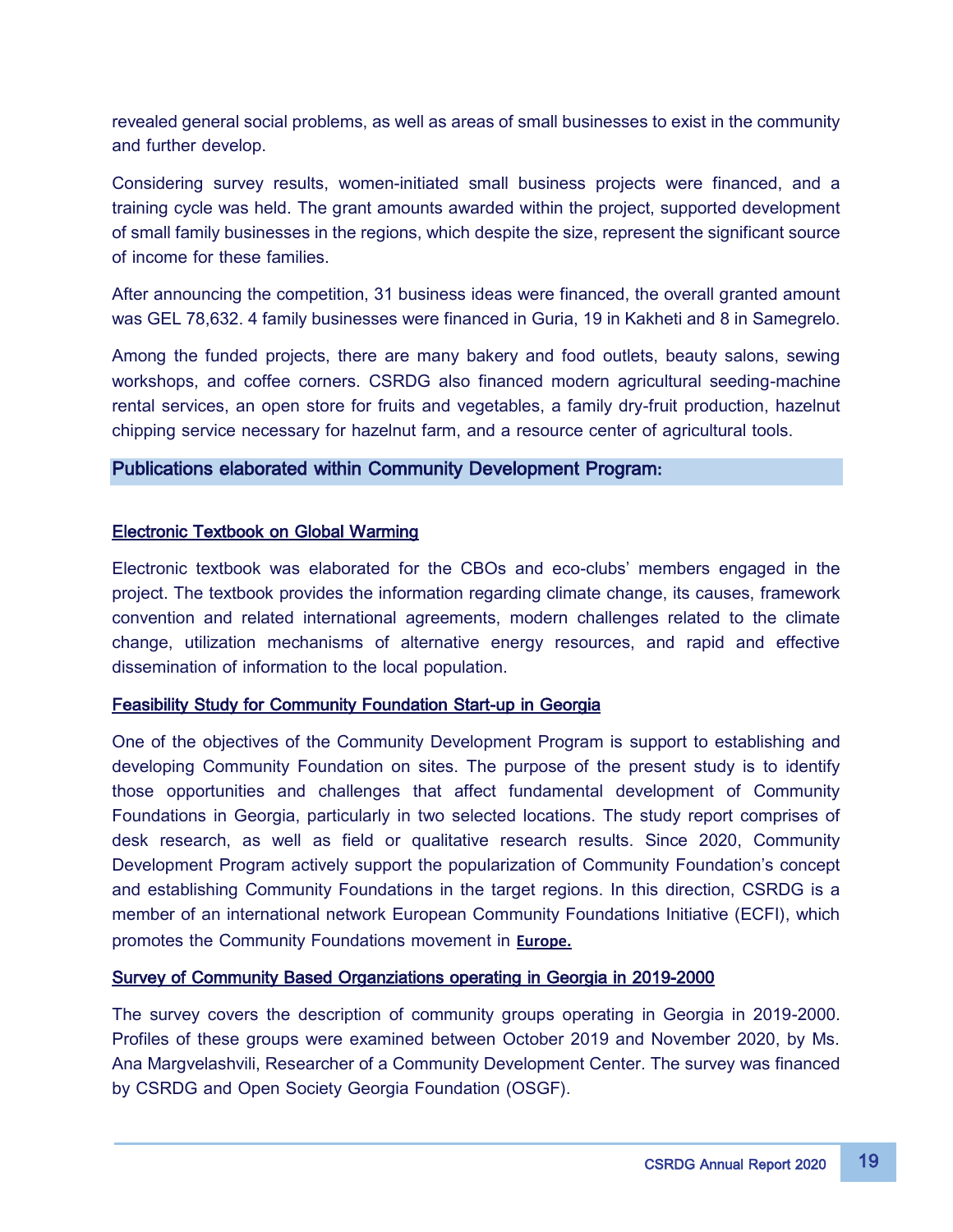revealed general social problems, as well as areas of small businesses to exist in the community and further develop.

Considering survey results, women-initiated small business projects were financed, and a training cycle was held. The grant amounts awarded within the project, supported development of small family businesses in the regions, which despite the size, represent the significant source of income for these families.

After announcing the competition, 31 business ideas were financed, the overall granted amount was GEL 78,632. 4 family businesses were financed in Guria, 19 in Kakheti and 8 in Samegrelo.

Among the funded projects, there are many bakery and food outlets, beauty salons, sewing workshops, and coffee corners. CSRDG also financed modern agricultural seeding-machine rental services, an open store for fruits and vegetables, a family dry-fruit production, hazelnut chipping service necessary for hazelnut farm, and a resource center of agricultural tools.

## Publications elaborated within Community Development Program:

### Electronic Textbook on Global Warming

Electronic textbook was elaborated for the CBOs and eco-clubs' members engaged in the project. The textbook provides the information regarding climate change, its causes, framework convention and related international agreements, modern challenges related to the climate change, utilization mechanisms of alternative energy resources, and rapid and effective dissemination of information to the local population.

### Feasibility Study for Community Foundation Start-up in Georgia

One of the objectives of the Community Development Program is support to establishing and developing Community Foundation on sites. The purpose of the present study is to identify those opportunities and challenges that affect fundamental development of Community Foundations in Georgia, particularly in two selected locations. The study report comprises of desk research, as well as field or qualitative research results. Since 2020, Community Development Program actively support the popularization of Community Foundation's concept and establishing Community Foundations in the target regions. In this direction, CSRDG is a member of an international network European Community Foundations Initiative (ECFI), which promotes the Community Foundations movement in **Europe.**

### Survey of Community Based Organziations operating in Georgia in 2019-2000

The survey covers the description of community groups operating in Georgia in 2019-2000. Profiles of these groups were examined between October 2019 and November 2020, by Ms. Ana Margvelashvili, Researcher of a Community Development Center. The survey was financed by CSRDG and Open Society Georgia Foundation (OSGF).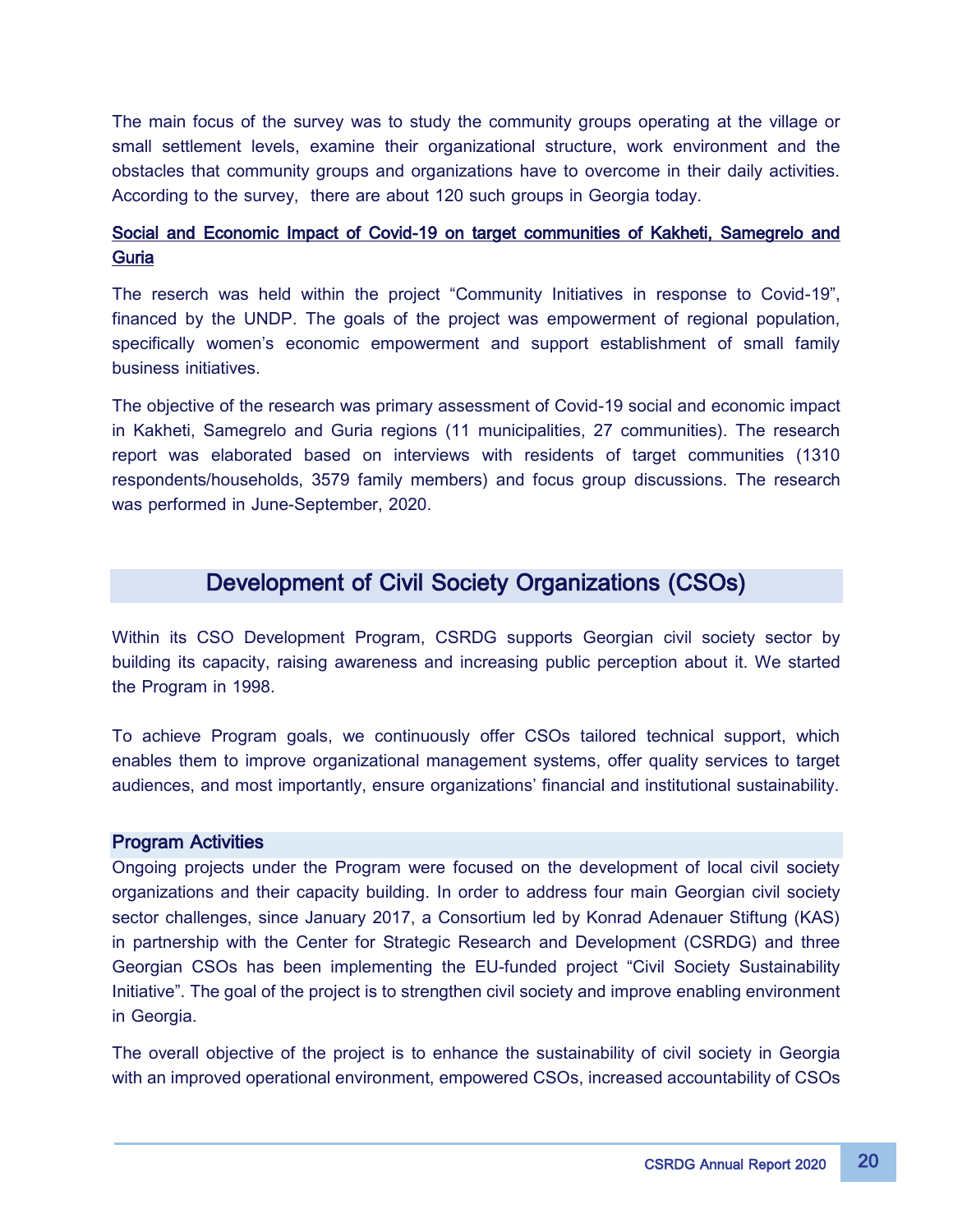The main focus of the survey was to study the community groups operating at the village or small settlement levels, examine their organizational structure, work environment and the obstacles that community groups and organizations have to overcome in their daily activities. According to the survey, there are about 120 such groups in Georgia today.

<u>**Social and Economic Impact of Covid-19 on target communities of Kakheti, Samegrelo and Guria**</u>

The reserch was held within the project "Community Initiatives in response to Covid-19", financed by the UNDP. The goals of the project was empowerment of regional population, specifically women's economic empowerment and support establishment of small family business initiatives.

The objective of the research was primary assessment of Covid-19 social and economic impact in Kakheti, Samegrelo and Guria regions (11 municipalities, 27 communities). The research report was elaborated based on interviews with residents of target communities (1310 respondents/households, 3579 family members) and focus group discussions. The research was performed in June-September, 2020.

## Development of Civil Society Organizations (CSOs)

Within its CSO Development Program, CSRDG supports Georgian civil society sector by building its capacity, raising awareness and increasing public perception about it. We started the Program in 1998.

To achieve Program goals, we continuously offer CSOs tailored technical support, which enables them to improve organizational management systems, offer quality services to target audiences, and most importantly, ensure organizations' financial and institutional sustainability.

### Program Activities

Ongoing projects under the Program were focused on the development of local civil society organizations and their capacity building. In order to address four main Georgian civil society sector challenges, since January 2017, a Consortium led by Konrad Adenauer Stiftung (KAS) in partnership with the Center for Strategic Research and Development (CSRDG) and three Georgian CSOs has been implementing the EU-funded project "Civil Society Sustainability Initiative". The goal of the project is to strengthen civil society and improve enabling environment in Georgia.

The overall objective of the project is to enhance the sustainability of civil society in Georgia with an improved operational environment, empowered CSOs, increased accountability of CSOs